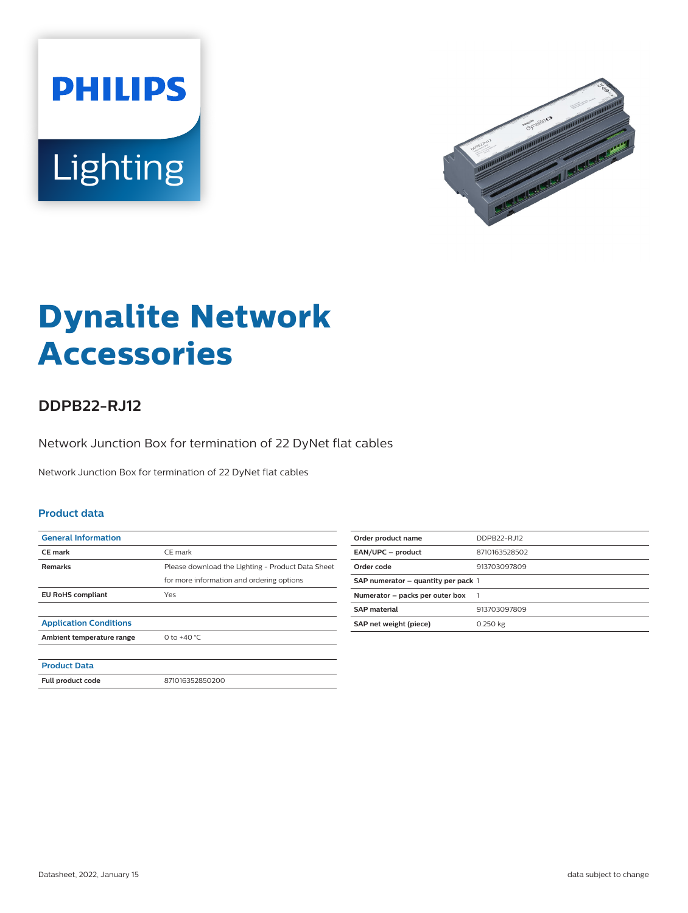# Dynalite Network Accessories

## DDPB22-RJ12

Network Junction Box for termination of 22 DyNet flat cables

Network Junction Box for termination of 22 DyNet flat cables

### Product data

| General Information | |
|---|---|
| CE mark | CE mark |
| Remarks | Please download the Lighting - Product Data Sheet for more information and ordering options |
| EU RoHS compliant | Yes |

| Application Conditions | |
|---|---|
| Ambient temperature range | 0 to +40 °C |

| Product Data | |
|---|---|
| Full product code | 871016352850200 |

| | |
|---|---|
| Order product name | DDPB22-RJ12 |
| EAN/UPC – product | 8710163528502 |
| Order code | 913703097809 |
| SAP numerator – quantity per pack | 1 |
| Numerator – packs per outer box | 1 |
| SAP material | 913703097809 |
| SAP net weight (piece) | 0.250 kg |

Datasheet, 2022, January 15

data subject to change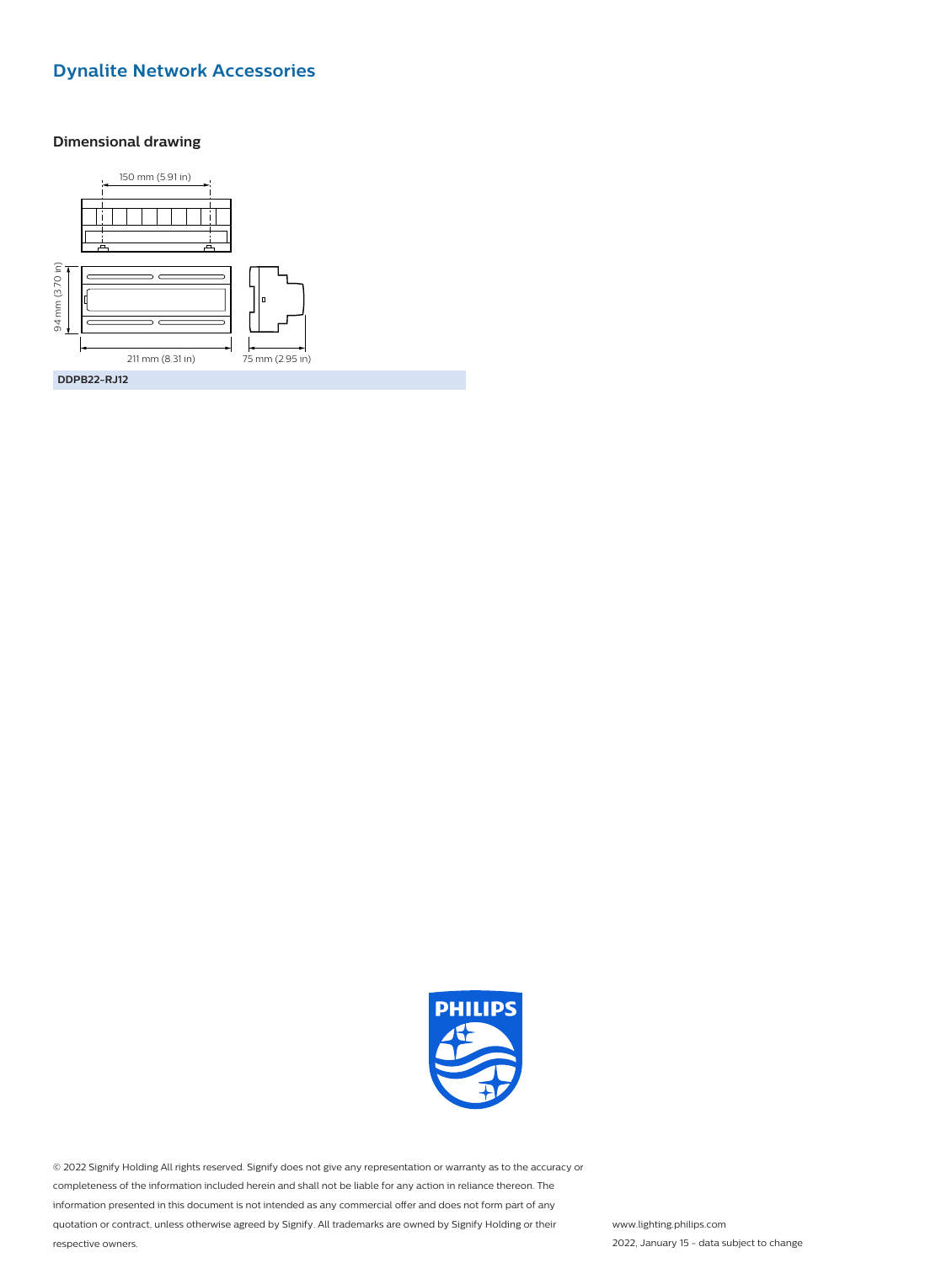## Dynalite Network Accessories

### Dimensional drawing

150 mm (5.91 in)

94 mm (3.70 in)

211 mm (8.31 in)

75 mm (2.95 in)

**DDPB22-RJ12**

© 2022 Signify Holding All rights reserved. Signify does not give any representation or warranty as to the accuracy or completeness of the information included herein and shall not be liable for any action in reliance thereon. The information presented in this document is not intended as any commercial offer and does not form part of any quotation or contract, unless otherwise agreed by Signify. All trademarks are owned by Signify Holding or their respective owners.

www.lighting.philips.com

2022, January 15 - data subject to change